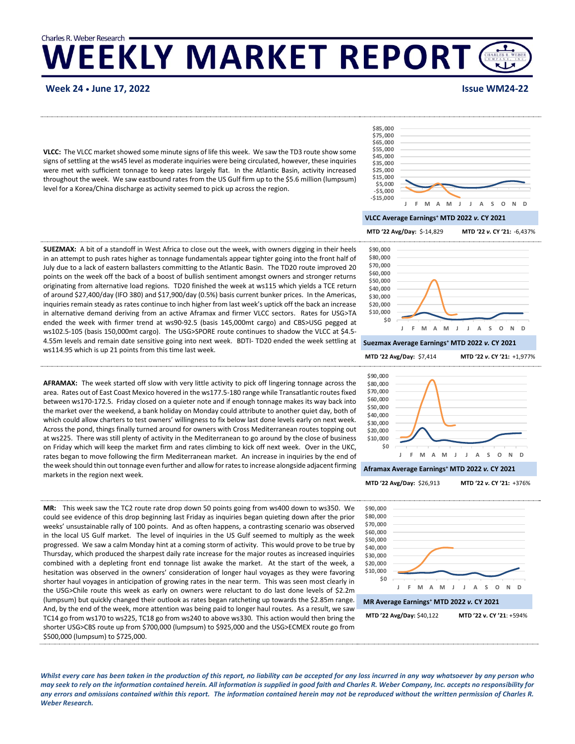Charles R. Weber Research

# WEEKLY MARKET REPORT

**Week 24 • June 17, 2022** **Issue WM24-22**

**VLCC:** The VLCC market showed some minute signs of life this week. We saw the TD3 route show some signs of settling at the ws45 level as moderate inquiries were being circulated, however, these inquiries were met with sufficient tonnage to keep rates largely flat. In the Atlantic Basin, activity increased throughout the week. We saw eastbound rates from the US Gulf firm up to the $5.6 million (lumpsum) level for a Korea/China discharge as activity seemed to pick up across the region.

**VLCC Average Earnings+ MTD 2022 *v.* CY 2021**

**MTD '22 Avg/Day:** $-14,829 **MTD '22 *v.* CY '21:** -6,437%

**SUEZMAX:** A bit of a standoff in West Africa to close out the week, with owners digging in their heels in an attempt to push rates higher as tonnage fundamentals appear tighter going into the front half of July due to a lack of eastern ballasters committing to the Atlantic Basin. The TD20 route improved 20 points on the week off the back of a boost of bullish sentiment amongst owners and stronger returns originating from alternative load regions. TD20 finished the week at ws115 which yields a TCE return of around $27,400/day (IFO 380) and $17,900/day (0.5%) basis current bunker prices. In the Americas, inquiries remain steady as rates continue to inch higher from last week's uptick off the back an increase in alternative demand deriving from an active Aframax and firmer VLCC sectors. Rates for USG>TA ended the week with firmer trend at ws90-92.5 (basis 145,000mt cargo) and CBS>USG pegged at ws102.5-105 (basis 150,000mt cargo). The USG>SPORE route continues to shadow the VLCC at $4.5-4.55m levels and remain date sensitive going into next week. BDTI- TD20 ended the week settling at ws114.95 which is up 21 points from this time last week.

**Suezmax Average Earnings+ MTD 2022 *v.* CY 2021**

**MTD '22 Avg/Day:** $7,414 **MTD '22 *v.* CY '21:** +1,977%

**AFRAMAX:** The week started off slow with very little activity to pick off lingering tonnage across the area. Rates out of East Coast Mexico hovered in the ws177.5-180 range while Transatlantic routes fixed between ws170-172.5. Friday closed on a quieter note and if enough tonnage makes its way back into the market over the weekend, a bank holiday on Monday could attribute to another quiet day, both of which could allow charters to test owners' willingness to fix below last done levels early on next week. Across the pond, things finally turned around for owners with Cross Mediterranean routes topping out at ws225. There was still plenty of activity in the Mediterranean to go around by the close of business on Friday which will keep the market firm and rates climbing to kick off next week. Over in the UKC, rates began to move following the firm Mediterranean market. An increase in inquiries by the end of the week should thin out tonnage even further and allow for rates to increase alongside adjacent firming markets in the region next week.

**Aframax Average Earnings+ MTD 2022 *v.* CY 2021**

**MTD '22 Avg/Day:** $26,913 **MTD '22 *v.* CY '21:** +376%

**MR:** This week saw the TC2 route rate drop down 50 points going from ws400 down to ws350. We could see evidence of this drop beginning last Friday as inquiries began quieting down after the prior weeks' unsustainable rally of 100 points. And as often happens, a contrasting scenario was observed in the local US Gulf market. The level of inquiries in the US Gulf seemed to multiply as the week progressed. We saw a calm Monday hint at a coming storm of activity. This would prove to be true by Thursday, which produced the sharpest daily rate increase for the major routes as increased inquiries combined with a depleting front end tonnage list awake the market. At the start of the week, a hesitation was observed in the owners' consideration of longer haul voyages as they were favoring shorter haul voyages in anticipation of growing rates in the near term. This was seen most clearly in the USG>Chile route this week as early on owners were reluctant to do last done levels of $2.2m (lumpsum) but quickly changed their outlook as rates began ratcheting up towards the $2.85m range. And, by the end of the week, more attention was being paid to longer haul routes. As a result, we saw TC14 go from ws170 to ws225, TC18 go from ws240 to above ws330. This action would then bring the shorter USG>CBS route up from $700,000 (lumpsum) to $925,000 and the USG>ECMEX route go from $500,000 (lumpsum) to $725,000.

**MR Average Earnings+ MTD 2022 *v.* CY 2021**

**MTD '22 Avg/Day:** $40,122 **MTD '22 v. CY '21**: +594%

*Whilst every care has been taken in the production of this report, no liability can be accepted for any loss incurred in any way whatsoever by any person who may seek to rely on the information contained herein. All information is supplied in good faith and Charles R. Weber Company, Inc. accepts no responsibility for any errors and omissions contained within this report. The information contained herein may not be reproduced without the written permission of Charles R. Weber Research.*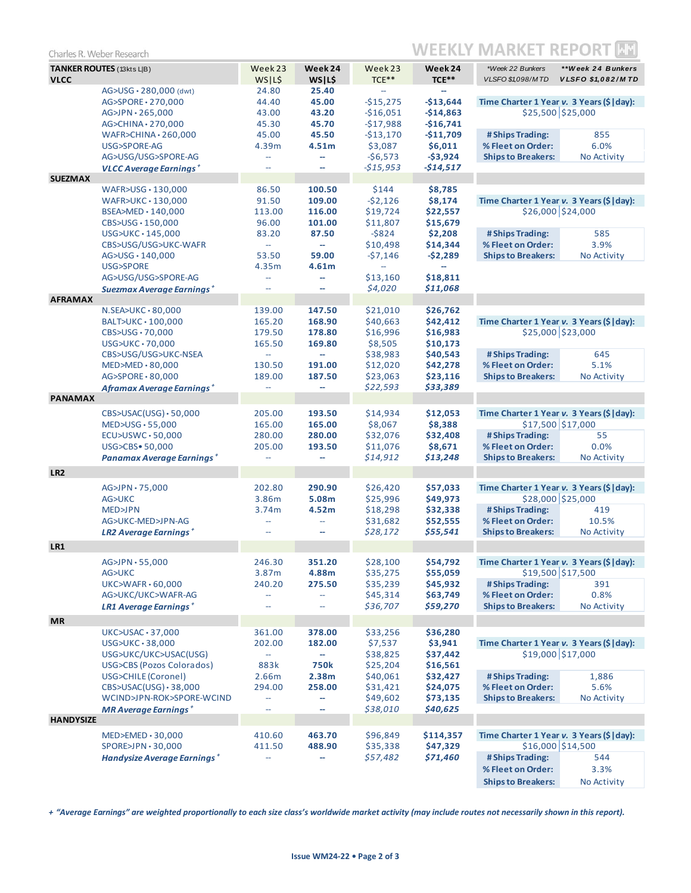Charles R. Weber Research

# WEEKLY MARKET REPORT

| TANKER ROUTES (13kts L\|B) | Week 23 WS\|L$ | Week 24 WS\|L$ | Week 23 TCE** | Week 24 TCE** | *Week 22 Bunkers VLSFO $1,098/MT | **Week 24 Bunkers VLSFO $1,082/MT |
|---|---|---|---|---|---|---|
| **VLCC** | | | | | | |
| AG>USG • 280,000 (dwt) | 24.80 | **25.40** | -- | -- | | |
| AG>SPORE • 270,000 | 44.40 | **45.00** | -$15,275 | **-$13,644** | **Time Charter 1 Year v. 3 Years ($\|day):** | |
| AG>JPN • 265,000 | 43.00 | **43.20** | -$16,051 | **-$14,863** | $25,500 | $25,000 |
| AG>CHINA • 270,000 | 45.30 | **45.70** | -$17,988 | **-$16,741** | | |
| WAFR>CHINA • 260,000 | 45.00 | **45.50** | -$13,170 | **-$11,709** | **# Ships Trading:** | 855 |
| USG>SPORE-AG | 4.39m | **4.51m** | $3,087 | **$6,011** | **% Fleet on Order:** | 6.0% |
| AG>USG/USG>SPORE-AG | -- | -- | -$6,573 | **-$3,924** | **Ships to Breakers:** | No Activity |
| ***VLCC Average Earnings*** + | -- | -- | *-$15,953* | ***-$14,517*** | | |
| **SUEZMAX** | | | | | | |
| WAFR>USG • 130,000 | 86.50 | **100.50** | $144 | **$8,785** | | |
| WAFR>UKC • 130,000 | 91.50 | **109.00** | -$2,126 | **$8,174** | **Time Charter 1 Year v. 3 Years ($\|day):** | |
| BSEA>MED • 140,000 | 113.00 | **116.00** | $19,724 | **$22,557** | $26,000 | $24,000 |
| CBS>USG • 150,000 | 96.00 | **101.00** | $11,807 | **$15,679** | | |
| USG>UKC • 145,000 | 83.20 | **87.50** | -$824 | **$2,208** | **# Ships Trading:** | 585 |
| CBS>USG/USG>UKC-WAFR | -- | -- | $10,498 | **$14,344** | **% Fleet on Order:** | 3.9% |
| AG>USG • 140,000 | 53.50 | **59.00** | -$7,146 | **-$2,289** | **Ships to Breakers:** | No Activity |
| USG>SPORE | 4.35m | **4.61m** | -- | -- | | |
| AG>USG/USG>SPORE-AG | -- | -- | $13,160 | **$18,811** | | |
| ***Suezmax Average Earnings*** + | -- | -- | *$4,020* | ***$11,068*** | | |
| **AFRAMAX** | | | | | | |
| N.SEA>UKC • 80,000 | 139.00 | **147.50** | $21,010 | **$26,762** | | |
| BALT>UKC • 100,000 | 165.20 | **168.90** | $40,663 | **$42,412** | **Time Charter 1 Year v. 3 Years ($\|day):** | |
| CBS>USG • 70,000 | 179.50 | **178.80** | $16,996 | **$16,983** | $25,000 | $23,000 |
| USG>UKC • 70,000 | 165.50 | **169.80** | $8,505 | **$10,173** | | |
| CBS>USG/USG>UKC-NSEA | -- | -- | $38,983 | **$40,543** | **# Ships Trading:** | 645 |
| MED>MED • 80,000 | 130.50 | **191.00** | $12,020 | **$42,278** | **% Fleet on Order:** | 5.1% |
| AG>SPORE • 80,000 | 189.00 | **187.50** | $23,063 | **$23,116** | **Ships to Breakers:** | No Activity |
| ***Aframax Average Earnings*** + | -- | -- | *$22,593* | ***$33,389*** | | |
| **PANAMAX** | | | | | | |
| CBS>USAC(USG) • 50,000 | 205.00 | **193.50** | $14,934 | **$12,053** | **Time Charter 1 Year v. 3 Years ($\|day):** | |
| MED>USG • 55,000 | 165.00 | **165.00** | $8,067 | **$8,388** | $17,500 | $17,000 |
| ECU>USWC • 50,000 | 280.00 | **280.00** | $32,076 | **$32,408** | **# Ships Trading:** | 55 |
| USG>CBS • 50,000 | 205.00 | **193.50** | $11,076 | **$8,671** | **% Fleet on Order:** | 0.0% |
| ***Panamax Average Earnings*** + | -- | -- | *$14,912* | ***$13,248*** | **Ships to Breakers:** | No Activity |
| **LR2** | | | | | | |
| AG>JPN • 75,000 | 202.80 | **290.90** | $26,420 | **$57,033** | **Time Charter 1 Year v. 3 Years ($\|day):** | |
| AG>UKC | 3.86m | **5.08m** | $25,996 | **$49,973** | $28,000 | $25,000 |
| MED>JPN | 3.74m | **4.52m** | $18,298 | **$32,338** | **# Ships Trading:** | 419 |
| AG>UKC-MED>JPN-AG | -- | -- | $31,682 | **$52,555** | **% Fleet on Order:** | 10.5% |
| ***LR2 Average Earnings*** + | -- | -- | *$28,172* | ***$55,541*** | **Ships to Breakers:** | No Activity |
| **LR1** | | | | | | |
| AG>JPN • 55,000 | 246.30 | **351.20** | $28,100 | **$54,792** | **Time Charter 1 Year v. 3 Years ($\|day):** | |
| AG>UKC | 3.87m | **4.88m** | $35,275 | **$55,059** | $19,500 | $17,500 |
| UKC>WAFR • 60,000 | 240.20 | **275.50** | $35,239 | **$45,932** | **# Ships Trading:** | 391 |
| AG>UKC/UKC>WAFR-AG | -- | -- | $45,314 | **$63,749** | **% Fleet on Order:** | 0.8% |
| ***LR1 Average Earnings*** + | -- | -- | *$36,707* | ***$59,270*** | **Ships to Breakers:** | No Activity |
| **MR** | | | | | | |
| UKC>USAC • 37,000 | 361.00 | **378.00** | $33,256 | **$36,280** | | |
| USG>UKC • 38,000 | 202.00 | **182.00** | $7,537 | **$3,941** | **Time Charter 1 Year v. 3 Years ($\|day):** | |
| USG>UKC/UKC>USAC(USG) | -- | -- | $38,825 | **$37,442** | $19,000 | $17,000 |
| USG>CBS (Pozos Colorados) | 883k | **750k** | $25,204 | **$16,561** | | |
| USG>CHILE (Coronel) | 2.66m | **2.38m** | $40,061 | **$32,427** | **# Ships Trading:** | 1,886 |
| CBS>USAC(USG) • 38,000 | 294.00 | **258.00** | $31,421 | **$24,075** | **% Fleet on Order:** | 5.6% |
| WCIND>JPN-ROK>SPORE-WCIND | -- | -- | $49,602 | **$73,135** | **Ships to Breakers:** | No Activity |
| ***MR Average Earnings*** + | -- | -- | *$38,010* | ***$40,625*** | | |
| **HANDYSIZE** | | | | | | |
| MED>EMED • 30,000 | 410.60 | **463.70** | $96,849 | **$114,357** | **Time Charter 1 Year v. 3 Years ($\|day):** | |
| SPORE>JPN • 30,000 | 411.50 | **488.90** | $35,338 | **$47,329** | $16,000 | $14,500 |
| ***Handysize Average Earnings*** + | -- | -- | *$57,482* | ***$71,460*** | **# Ships Trading:** | 544 |
| | | | | | **% Fleet on Order:** | 3.3% |
| | | | | | **Ships to Breakers:** | No Activity |

*+ "Average Earnings" are weighted proportionally to each size class's worldwide market activity (may include routes not necessarily shown in this report).*

**Issue WM24-22**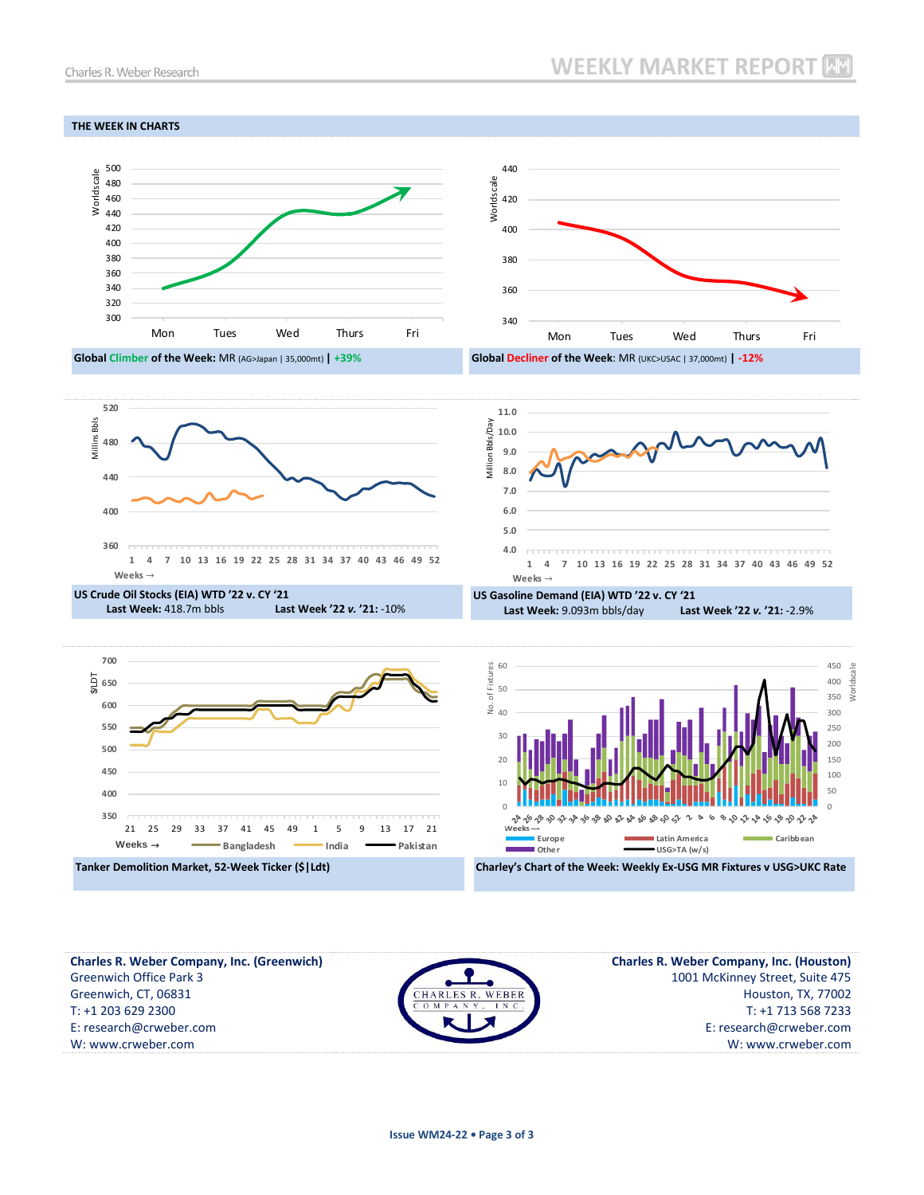## THE WEEK IN CHARTS

Worldscale
500
480
460
440
420
400
380
360
340
320
300
Mon Tues Wed Thurs Fri

**Global Climber of the Week:** MR (AG>Japan | 35,000mt) **| +39%**

Worldscale
440
420
400
380
360
340
Mon Tues Wed Thurs Fri

**Global Decliner of the Week**: MR (UKC>USAC | 37,000mt) **| -12%**

Millins Bbls
520
480
440
400
360
1 4 7 10 13 16 19 22 25 28 31 34 37 40 43 46 49 52
Weeks →

**US Crude Oil Stocks (EIA) WTD '22 v. CY '21**
**Last Week:** 418.7m bbls **Last Week '22 *v.* '21:** -10%

Million Bbls/Day
11.0
10.0
9.0
8.0
7.0
6.0
5.0
4.0
1 4 7 10 13 16 19 22 25 28 31 34 37 40 43 46 49 52
Weeks →

**US Gasoline Demand (EIA) WTD '22 v. CY '21**
**Last Week:** 9.093m bbls/day **Last Week '22 *v.* '21:** -2.9%

$LDT
700
650
600
550
500
450
400
350
21 25 29 33 37 41 45 49 1 5 9 13 17 21
Weeks → Bangladesh India Pakistan

**Tanker Demolition Market, 52-Week Ticker ($|Ldt)**

No. of Fixtures
60
50
40
30
20
10
0
Worldscale
450
400
350
300
250
200
150
100
50
0
24 26 28 30 32 34 36 38 40 42 44 46 48 50 52 2 4 6 8 10 12 14 16 18 20 22 24
Weeks →
Europe Latin America Caribbean Other USG>TA (w/s)

**Charley's Chart of the Week: Weekly Ex-USG MR Fixtures v USG>UKC Rate**

**Charles R. Weber Company, Inc. (Greenwich)**
Greenwich Office Park 3
Greenwich, CT, 06831
T: +1 203 629 2300
E: research@crweber.com
W: www.crweber.com

CHARLES R. WEBER COMPANY, INC.

**Charles R. Weber Company, Inc. (Houston)**
1001 McKinney Street, Suite 475
Houston, TX, 77002
T: +1 713 568 7233
E: research@crweber.com
W: www.crweber.com